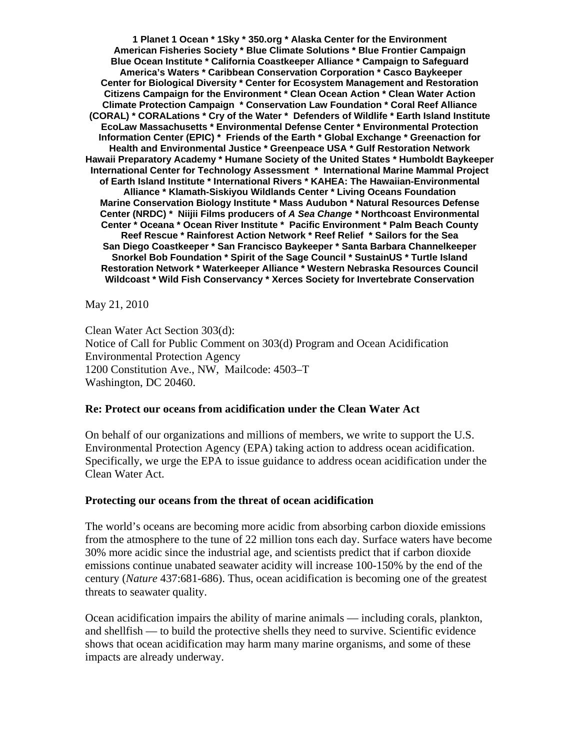**1 Planet 1 Ocean * 1Sky * 350.org * Alaska Center for the Environment American Fisheries Society * Blue Climate Solutions * Blue Frontier Campaign Blue Ocean Institute * California Coastkeeper Alliance * Campaign to Safeguard America's Waters * Caribbean Conservation Corporation * Casco Baykeeper Center for Biological Diversity * Center for Ecosystem Management and Restoration Citizens Campaign for the Environment * Clean Ocean Action * Clean Water Action Climate Protection Campaign * Conservation Law Foundation * Coral Reef Alliance (CORAL) * CORALations * Cry of the Water * Defenders of Wildlife * Earth Island Institute EcoLaw Massachusetts * Environmental Defense Center * Environmental Protection Information Center (EPIC) * Friends of the Earth * Global Exchange * Greenaction for Health and Environmental Justice * Greenpeace USA * Gulf Restoration Network Hawaii Preparatory Academy * Humane Society of the United States * Humboldt Baykeeper International Center for Technology Assessment * International Marine Mammal Project of Earth Island Institute * International Rivers * KAHEA: The Hawaiian-Environmental Alliance * Klamath-Siskiyou Wildlands Center * Living Oceans Foundation Marine Conservation Biology Institute * Mass Audubon * Natural Resources Defense Center (NRDC) * Niijii Films producers of *A Sea Change* * Northcoast Environmental Center * Oceana * Ocean River Institute * Pacific Environment * Palm Beach County Reef Rescue * Rainforest Action Network * Reef Relief * Sailors for the Sea San Diego Coastkeeper * San Francisco Baykeeper * Santa Barbara Channelkeeper Snorkel Bob Foundation * Spirit of the Sage Council * SustainUS * Turtle Island Restoration Network * Waterkeeper Alliance * Western Nebraska Resources Council Wildcoast * Wild Fish Conservancy * Xerces Society for Invertebrate Conservation**

May 21, 2010

Clean Water Act Section 303(d):
Notice of Call for Public Comment on 303(d) Program and Ocean Acidification
Environmental Protection Agency
1200 Constitution Ave., NW, Mailcode: 4503–T
Washington, DC 20460.

**Re: Protect our oceans from acidification under the Clean Water Act**

On behalf of our organizations and millions of members, we write to support the U.S. Environmental Protection Agency (EPA) taking action to address ocean acidification. Specifically, we urge the EPA to issue guidance to address ocean acidification under the Clean Water Act.

**Protecting our oceans from the threat of ocean acidification**

The world's oceans are becoming more acidic from absorbing carbon dioxide emissions from the atmosphere to the tune of 22 million tons each day. Surface waters have become 30% more acidic since the industrial age, and scientists predict that if carbon dioxide emissions continue unabated seawater acidity will increase 100-150% by the end of the century (*Nature* 437:681-686). Thus, ocean acidification is becoming one of the greatest threats to seawater quality.

Ocean acidification impairs the ability of marine animals — including corals, plankton, and shellfish — to build the protective shells they need to survive. Scientific evidence shows that ocean acidification may harm many marine organisms, and some of these impacts are already underway.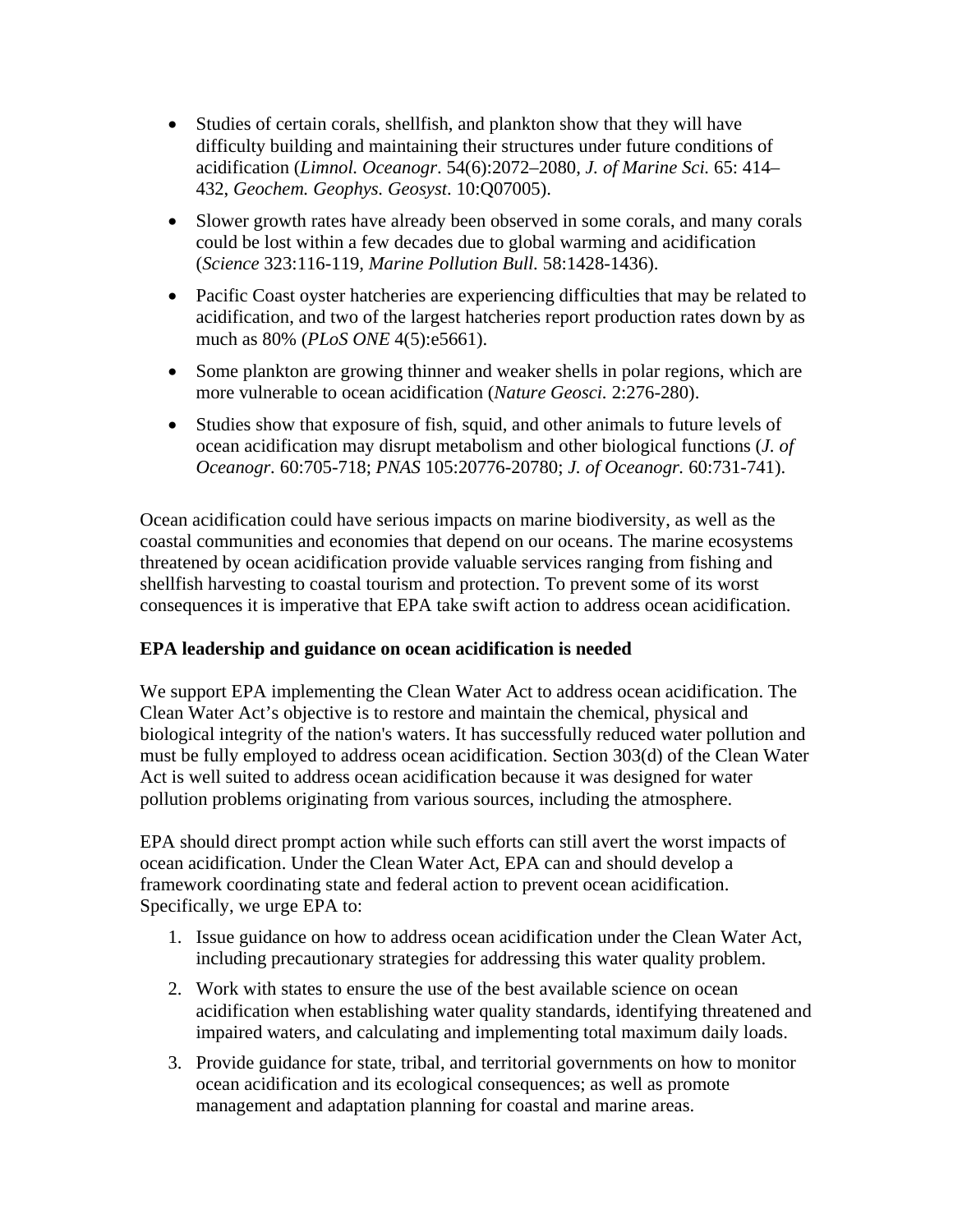- Studies of certain corals, shellfish, and plankton show that they will have difficulty building and maintaining their structures under future conditions of acidification (*Limnol. Oceanogr*. 54(6):2072–2080, *J. of Marine Sci.* 65: 414–432, *Geochem. Geophys. Geosyst*. 10:Q07005).
- Slower growth rates have already been observed in some corals, and many corals could be lost within a few decades due to global warming and acidification (*Science* 323:116-119, *Marine Pollution Bull.* 58:1428-1436).
- Pacific Coast oyster hatcheries are experiencing difficulties that may be related to acidification, and two of the largest hatcheries report production rates down by as much as 80% (*PLoS ONE* 4(5):e5661).
- Some plankton are growing thinner and weaker shells in polar regions, which are more vulnerable to ocean acidification (*Nature Geosci.* 2:276-280).
- Studies show that exposure of fish, squid, and other animals to future levels of ocean acidification may disrupt metabolism and other biological functions (*J. of Oceanogr.* 60:705-718; *PNAS* 105:20776-20780; *J. of Oceanogr.* 60:731-741).

Ocean acidification could have serious impacts on marine biodiversity, as well as the coastal communities and economies that depend on our oceans. The marine ecosystems threatened by ocean acidification provide valuable services ranging from fishing and shellfish harvesting to coastal tourism and protection. To prevent some of its worst consequences it is imperative that EPA take swift action to address ocean acidification.

**EPA leadership and guidance on ocean acidification is needed**

We support EPA implementing the Clean Water Act to address ocean acidification. The Clean Water Act's objective is to restore and maintain the chemical, physical and biological integrity of the nation's waters. It has successfully reduced water pollution and must be fully employed to address ocean acidification. Section 303(d) of the Clean Water Act is well suited to address ocean acidification because it was designed for water pollution problems originating from various sources, including the atmosphere.

EPA should direct prompt action while such efforts can still avert the worst impacts of ocean acidification. Under the Clean Water Act, EPA can and should develop a framework coordinating state and federal action to prevent ocean acidification. Specifically, we urge EPA to:

1. Issue guidance on how to address ocean acidification under the Clean Water Act, including precautionary strategies for addressing this water quality problem.
2. Work with states to ensure the use of the best available science on ocean acidification when establishing water quality standards, identifying threatened and impaired waters, and calculating and implementing total maximum daily loads.
3. Provide guidance for state, tribal, and territorial governments on how to monitor ocean acidification and its ecological consequences; as well as promote management and adaptation planning for coastal and marine areas.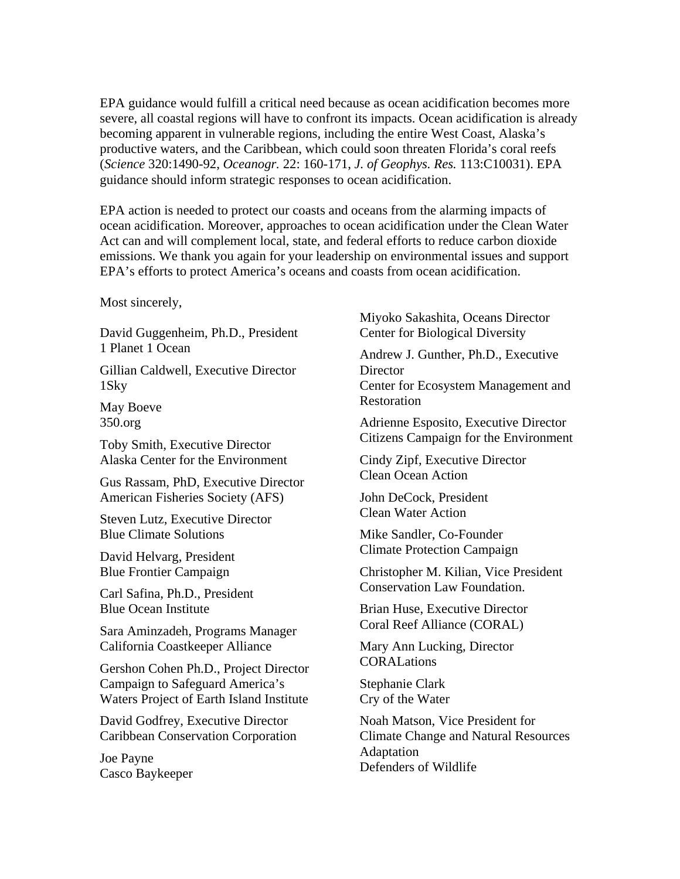EPA guidance would fulfill a critical need because as ocean acidification becomes more severe, all coastal regions will have to confront its impacts. Ocean acidification is already becoming apparent in vulnerable regions, including the entire West Coast, Alaska's productive waters, and the Caribbean, which could soon threaten Florida's coral reefs (*Science* 320:1490-92, *Oceanogr.* 22: 160-171, *J. of Geophys. Res.* 113:C10031). EPA guidance should inform strategic responses to ocean acidification.

EPA action is needed to protect our coasts and oceans from the alarming impacts of ocean acidification. Moreover, approaches to ocean acidification under the Clean Water Act can and will complement local, state, and federal efforts to reduce carbon dioxide emissions. We thank you again for your leadership on environmental issues and support EPA's efforts to protect America's oceans and coasts from ocean acidification.

Most sincerely,

David Guggenheim, Ph.D., President
1 Planet 1 Ocean

Gillian Caldwell, Executive Director
1Sky

May Boeve
350.org

Toby Smith, Executive Director
Alaska Center for the Environment

Gus Rassam, PhD, Executive Director
American Fisheries Society (AFS)

Steven Lutz, Executive Director
Blue Climate Solutions

David Helvarg, President
Blue Frontier Campaign

Carl Safina, Ph.D., President
Blue Ocean Institute

Sara Aminzadeh, Programs Manager
California Coastkeeper Alliance

Gershon Cohen Ph.D., Project Director
Campaign to Safeguard America's Waters Project of Earth Island Institute

David Godfrey, Executive Director
Caribbean Conservation Corporation

Joe Payne
Casco Baykeeper

Miyoko Sakashita, Oceans Director
Center for Biological Diversity

Andrew J. Gunther, Ph.D., Executive Director
Center for Ecosystem Management and Restoration

Adrienne Esposito, Executive Director
Citizens Campaign for the Environment

Cindy Zipf, Executive Director
Clean Ocean Action

John DeCock, President
Clean Water Action

Mike Sandler, Co-Founder
Climate Protection Campaign

Christopher M. Kilian, Vice President
Conservation Law Foundation.

Brian Huse, Executive Director
Coral Reef Alliance (CORAL)

Mary Ann Lucking, Director
CORALations

Stephanie Clark
Cry of the Water

Noah Matson, Vice President for Climate Change and Natural Resources Adaptation
Defenders of Wildlife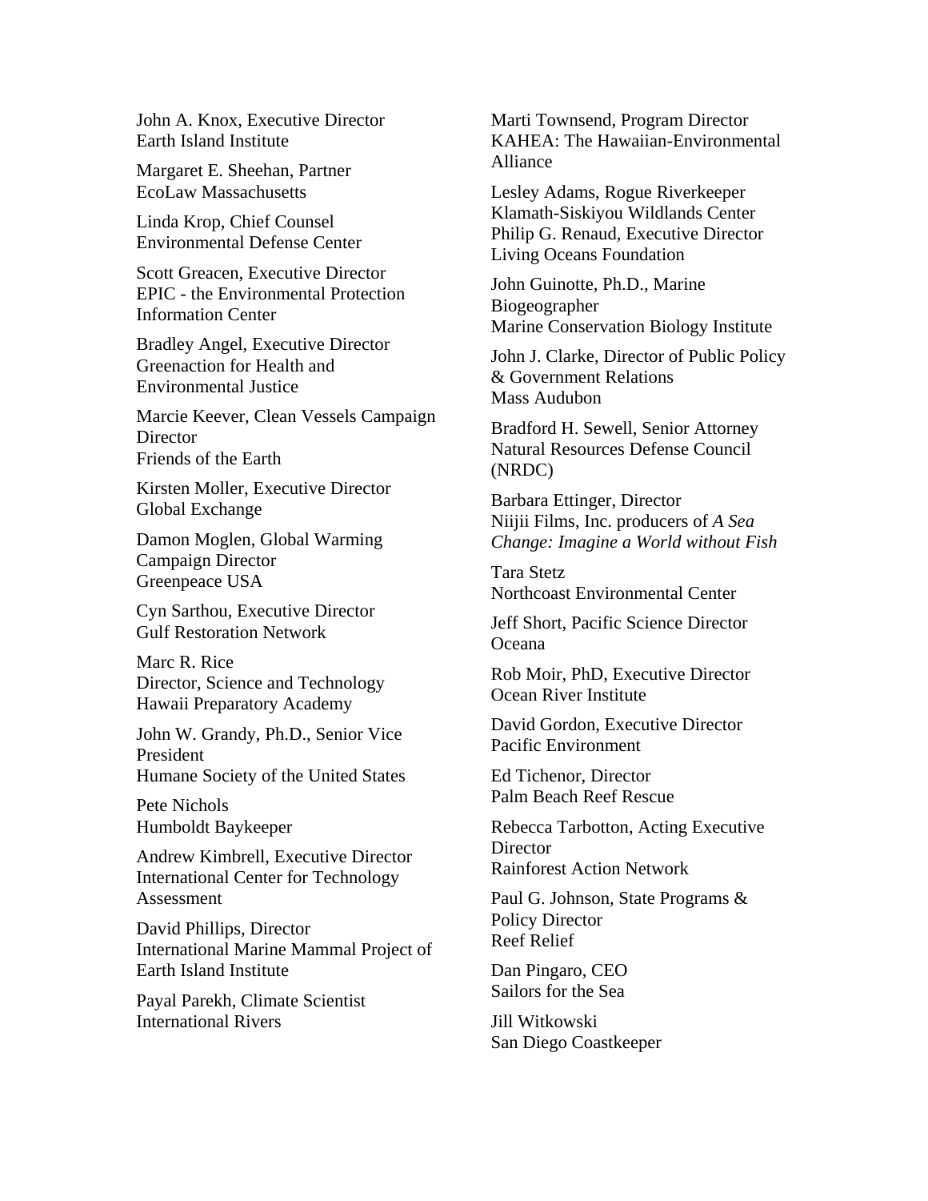John A. Knox, Executive Director
Earth Island Institute

Margaret E. Sheehan, Partner
EcoLaw Massachusetts

Linda Krop, Chief Counsel
Environmental Defense Center

Scott Greacen, Executive Director
EPIC - the Environmental Protection Information Center

Bradley Angel, Executive Director
Greenaction for Health and Environmental Justice

Marcie Keever, Clean Vessels Campaign Director
Friends of the Earth

Kirsten Moller, Executive Director
Global Exchange

Damon Moglen, Global Warming Campaign Director
Greenpeace USA

Cyn Sarthou, Executive Director
Gulf Restoration Network

Marc R. Rice
Director, Science and Technology
Hawaii Preparatory Academy

John W. Grandy, Ph.D., Senior Vice President
Humane Society of the United States

Pete Nichols
Humboldt Baykeeper

Andrew Kimbrell, Executive Director
International Center for Technology Assessment

David Phillips, Director
International Marine Mammal Project of Earth Island Institute

Payal Parekh, Climate Scientist
International Rivers

Marti Townsend, Program Director
KAHEA: The Hawaiian-Environmental Alliance

Lesley Adams, Rogue Riverkeeper
Klamath-Siskiyou Wildlands Center
Philip G. Renaud, Executive Director
Living Oceans Foundation

John Guinotte, Ph.D., Marine Biogeographer
Marine Conservation Biology Institute

John J. Clarke, Director of Public Policy & Government Relations
Mass Audubon

Bradford H. Sewell, Senior Attorney
Natural Resources Defense Council (NRDC)

Barbara Ettinger, Director
Niijii Films, Inc. producers of *A Sea Change: Imagine a World without Fish*

Tara Stetz
Northcoast Environmental Center

Jeff Short, Pacific Science Director
Oceana

Rob Moir, PhD, Executive Director
Ocean River Institute

David Gordon, Executive Director
Pacific Environment

Ed Tichenor, Director
Palm Beach Reef Rescue

Rebecca Tarbotton, Acting Executive Director
Rainforest Action Network

Paul G. Johnson, State Programs & Policy Director
Reef Relief

Dan Pingaro, CEO
Sailors for the Sea

Jill Witkowski
San Diego Coastkeeper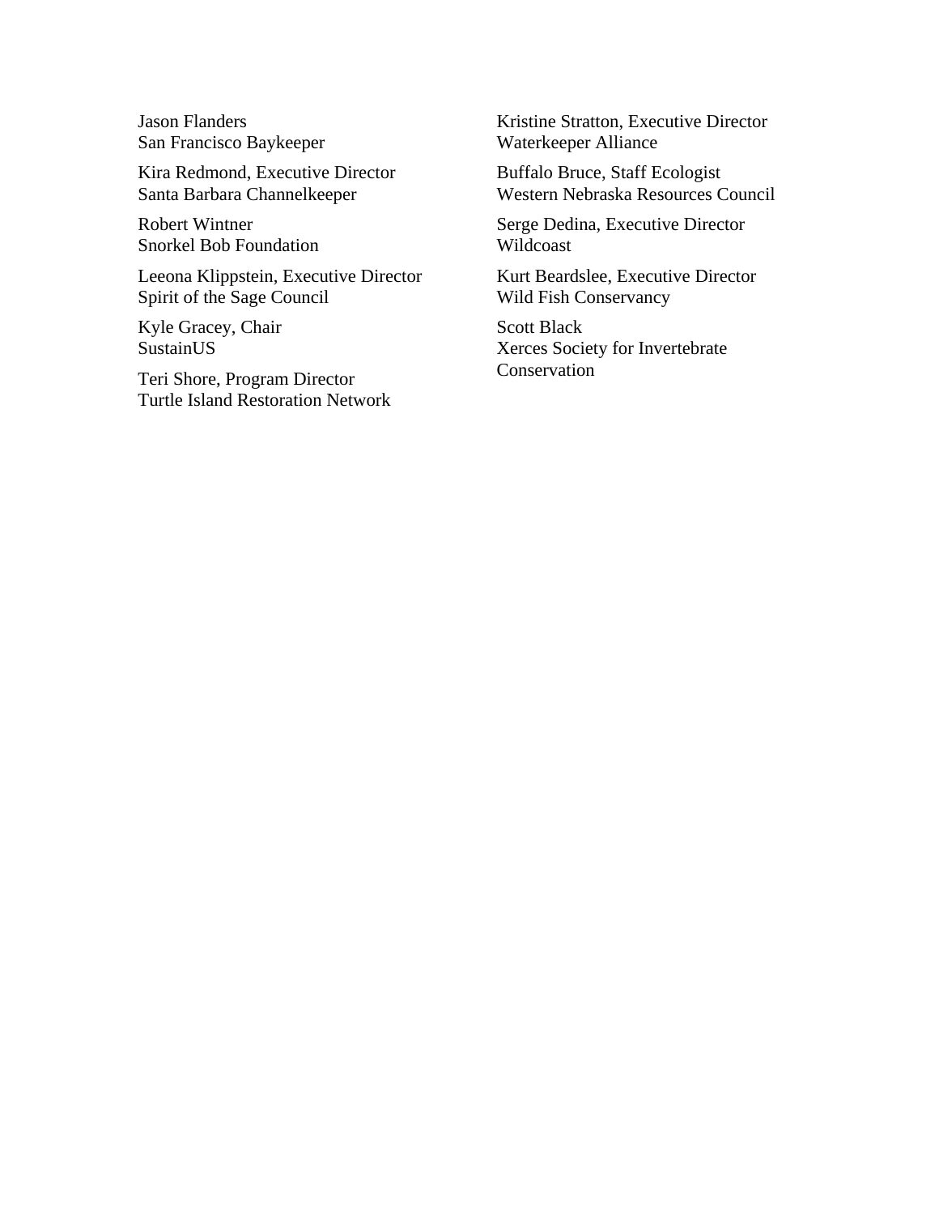Jason Flanders
San Francisco Baykeeper

Kira Redmond, Executive Director
Santa Barbara Channelkeeper

Robert Wintner
Snorkel Bob Foundation

Leeona Klippstein, Executive Director
Spirit of the Sage Council

Kyle Gracey, Chair
SustainUS

Teri Shore, Program Director
Turtle Island Restoration Network

Kristine Stratton, Executive Director
Waterkeeper Alliance

Buffalo Bruce, Staff Ecologist
Western Nebraska Resources Council

Serge Dedina, Executive Director
Wildcoast

Kurt Beardslee, Executive Director
Wild Fish Conservancy

Scott Black
Xerces Society for Invertebrate Conservation